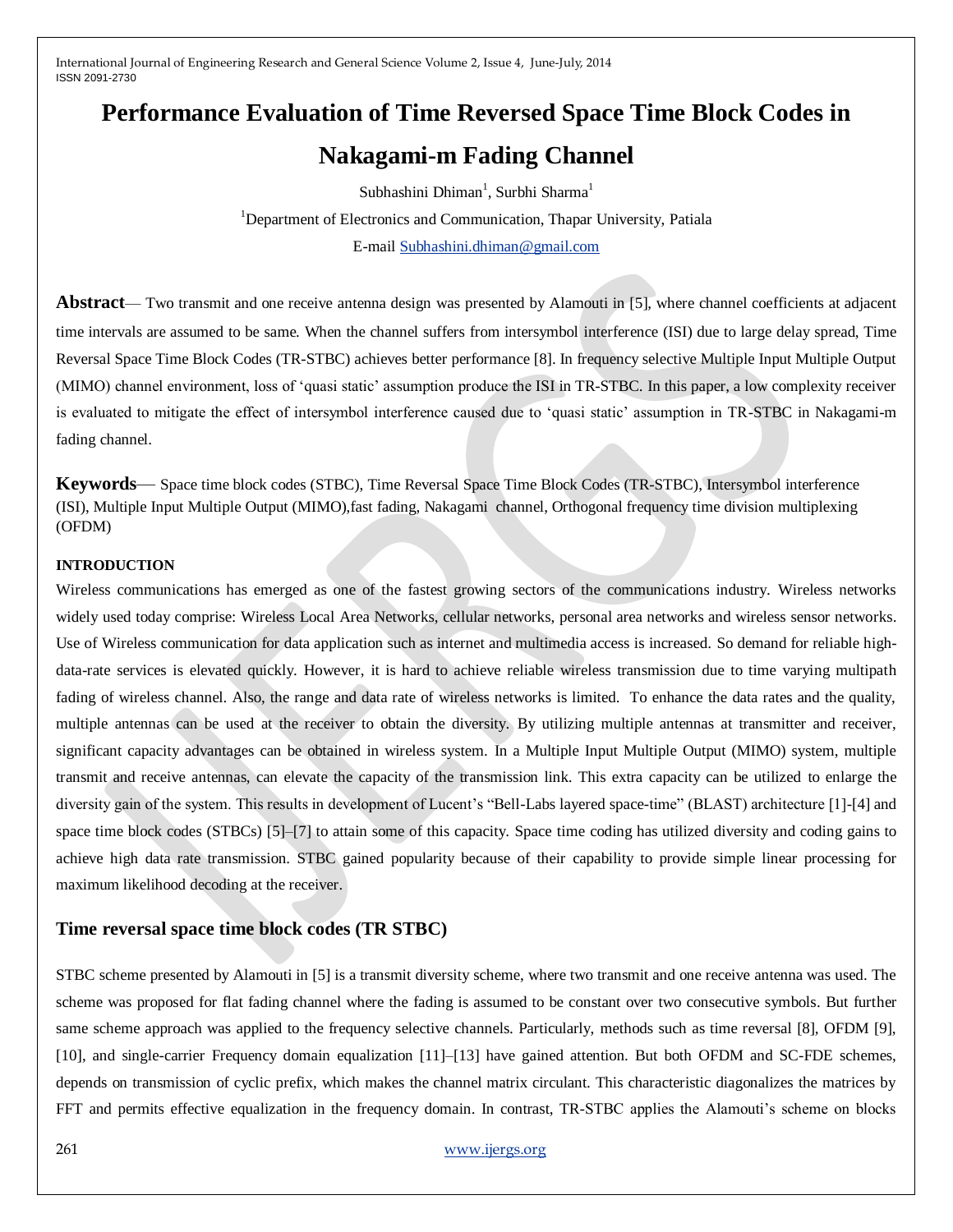# Performance Evaluation of Time Reversed Space Time Block Codes in Nakagami-m Fading Channel

Subhashini Dhiman[1], Surbhi Sharma[1]

[1]Department of Electronics and Communication, Thapar University, Patiala

E-mail Subhashini.dhiman@gmail.com

**Abstract**— Two transmit and one receive antenna design was presented by Alamouti in [5], where channel coefficients at adjacent time intervals are assumed to be same. When the channel suffers from intersymbol interference (ISI) due to large delay spread, Time Reversal Space Time Block Codes (TR-STBC) achieves better performance [8]. In frequency selective Multiple Input Multiple Output (MIMO) channel environment, loss of 'quasi static' assumption produce the ISI in TR-STBC. In this paper, a low complexity receiver is evaluated to mitigate the effect of intersymbol interference caused due to 'quasi static' assumption in TR-STBC in Nakagami-m fading channel.

**Keywords**— Space time block codes (STBC), Time Reversal Space Time Block Codes (TR-STBC), Intersymbol interference (ISI), Multiple Input Multiple Output (MIMO),fast fading, Nakagami channel, Orthogonal frequency time division multiplexing (OFDM)

## INTRODUCTION

Wireless communications has emerged as one of the fastest growing sectors of the communications industry. Wireless networks widely used today comprise: Wireless Local Area Networks, cellular networks, personal area networks and wireless sensor networks. Use of Wireless communication for data application such as internet and multimedia access is increased. So demand for reliable high-data-rate services is elevated quickly. However, it is hard to achieve reliable wireless transmission due to time varying multipath fading of wireless channel. Also, the range and data rate of wireless networks is limited. To enhance the data rates and the quality, multiple antennas can be used at the receiver to obtain the diversity. By utilizing multiple antennas at transmitter and receiver, significant capacity advantages can be obtained in wireless system. In a Multiple Input Multiple Output (MIMO) system, multiple transmit and receive antennas, can elevate the capacity of the transmission link. This extra capacity can be utilized to enlarge the diversity gain of the system. This results in development of Lucent's "Bell-Labs layered space-time" (BLAST) architecture [1]-[4] and space time block codes (STBCs) [5]–[7] to attain some of this capacity. Space time coding has utilized diversity and coding gains to achieve high data rate transmission. STBC gained popularity because of their capability to provide simple linear processing for maximum likelihood decoding at the receiver.

## Time reversal space time block codes (TR STBC)

STBC scheme presented by Alamouti in [5] is a transmit diversity scheme, where two transmit and one receive antenna was used. The scheme was proposed for flat fading channel where the fading is assumed to be constant over two consecutive symbols. But further same scheme approach was applied to the frequency selective channels. Particularly, methods such as time reversal [8], OFDM [9], [10], and single-carrier Frequency domain equalization [11]–[13] have gained attention. But both OFDM and SC-FDE schemes, depends on transmission of cyclic prefix, which makes the channel matrix circulant. This characteristic diagonalizes the matrices by FFT and permits effective equalization in the frequency domain. In contrast, TR-STBC applies the Alamouti's scheme on blocks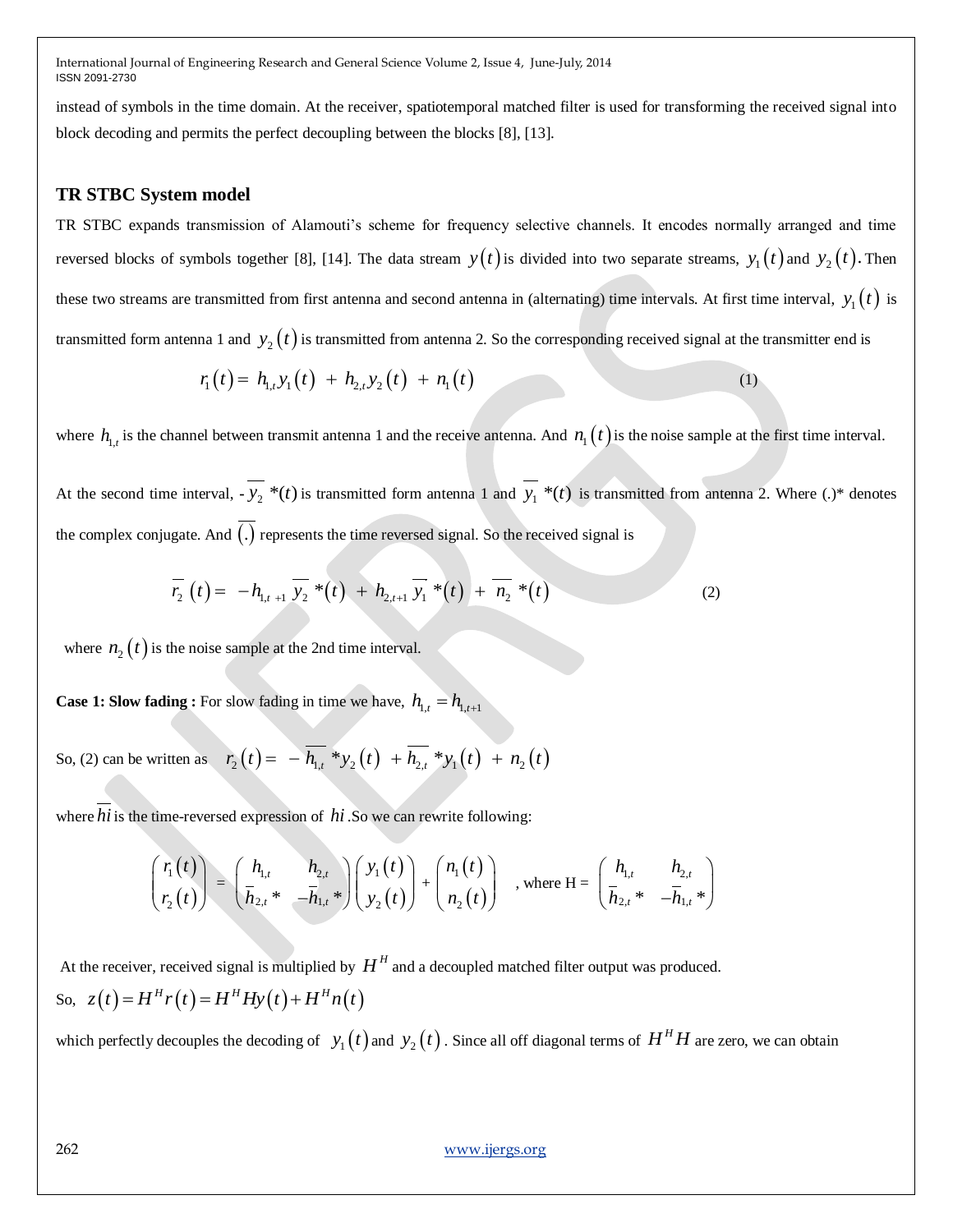instead of symbols in the time domain. At the receiver, spatiotemporal matched filter is used for transforming the received signal into block decoding and permits the perfect decoupling between the blocks [8], [13].

## TR STBC System model

TR STBC expands transmission of Alamouti's scheme for frequency selective channels. It encodes normally arranged and time reversed blocks of symbols together [8], [14]. The data stream $y(t)$ is divided into two separate streams, $y_1(t)$ and $y_2(t)$. Then these two streams are transmitted from first antenna and second antenna in (alternating) time intervals. At first time interval, $y_1(t)$ is transmitted form antenna 1 and $y_2(t)$ is transmitted from antenna 2. So the corresponding received signal at the transmitter end is

$$r_1(t) = h_{1,t} y_1(t) + h_{2,t} y_2(t) + n_1(t) \quad (1)$$

where $h_{1,t}$ is the channel between transmit antenna 1 and the receive antenna. And $n_1(t)$ is the noise sample at the first time interval.

At the second time interval, $-\overline{y_2}*(t)$ is transmitted form antenna 1 and $\overline{y_1}*(t)$ is transmitted from antenna 2. Where (.)* denotes the complex conjugate. And $\overline{(.)}$ represents the time reversed signal. So the received signal is

$$\overline{r_2}(t) = -h_{1,t+1}\overline{y_2}*(t) + h_{2,t+1}\overline{y_1}*(t) + \overline{n_2}*(t) \quad (2)$$

where $n_2(t)$ is the noise sample at the 2nd time interval.

**Case 1: Slow fading :** For slow fading in time we have, $h_{1,t} = h_{1,t+1}$

So, (2) can be written as $r_2(t) = -\overline{h_{1,t}}*y_2(t) + \overline{h_{2,t}}*y_1(t) + n_2(t)$

where $\overline{hi}$ is the time-reversed expression of $hi$ .So we can rewrite following:

$$\begin{pmatrix} r_1(t) \\ r_2(t) \end{pmatrix} = \begin{pmatrix} h_{1,t} & h_{2,t} \\ \overline{h}_{2,t}* & -\overline{h}_{1,t}* \end{pmatrix} \begin{pmatrix} y_1(t) \\ y_2(t) \end{pmatrix} + \begin{pmatrix} n_1(t) \\ n_2(t) \end{pmatrix} \text{, where H = } \begin{pmatrix} h_{1,t} & h_{2,t} \\ \overline{h}_{2,t}* & -\overline{h}_{1,t}* \end{pmatrix}$$

At the receiver, received signal is multiplied by $H^H$ and a decoupled matched filter output was produced.

So, $z(t) = H^H r(t) = H^H H y(t) + H^H n(t)$

which perfectly decouples the decoding of $y_1(t)$ and $y_2(t)$. Since all off diagonal terms of $H^H H$ are zero, we can obtain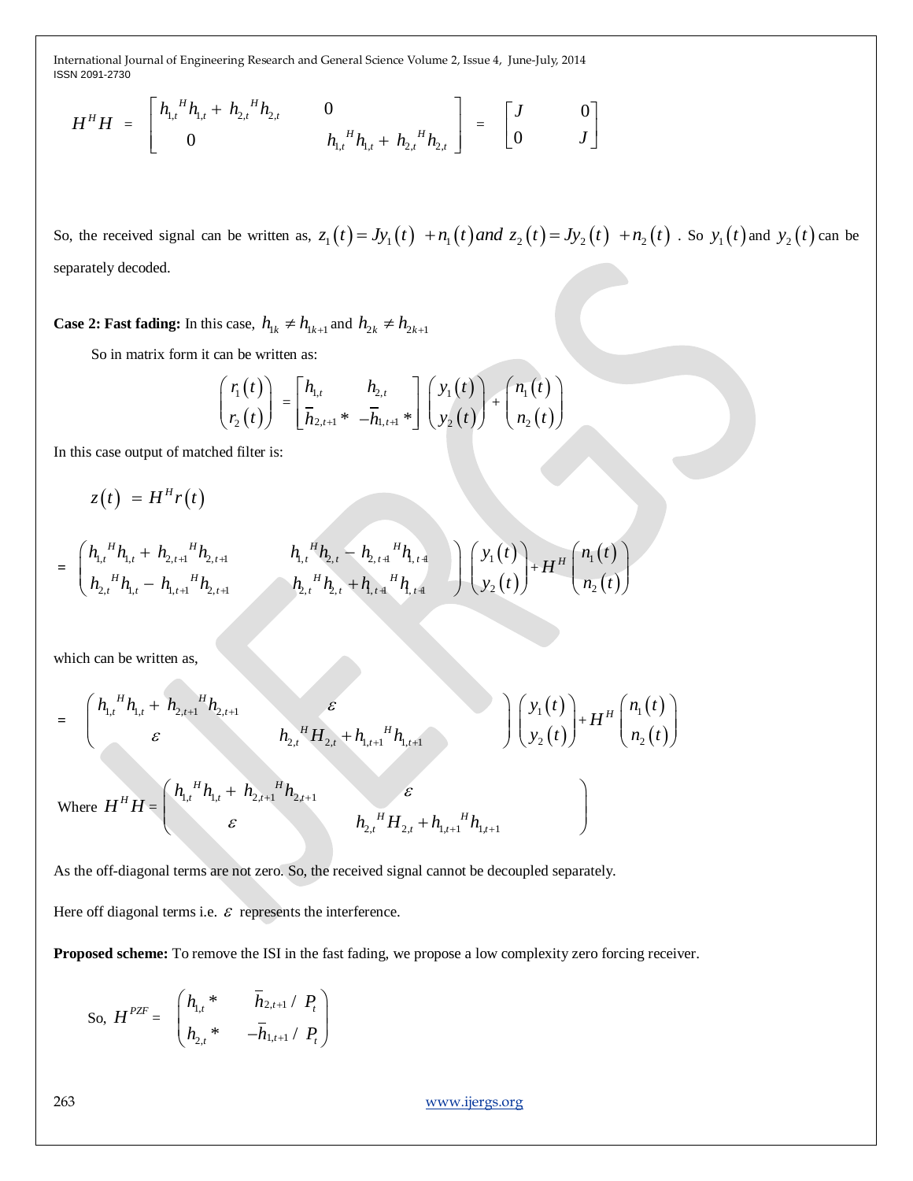$$H^H H = \begin{bmatrix} {h_{1,t}}^H h_{1,t} + {h_{2,t}}^H h_{2,t} & 0 \\ 0 & {h_{1,t}}^H h_{1,t} + {h_{2,t}}^H h_{2,t} \end{bmatrix} = \begin{bmatrix} J & 0 \\ 0 & J \end{bmatrix}$$

So, the received signal can be written as, $z_1(t) = Jy_1(t) + n_1(t)$ *and* $z_2(t) = Jy_2(t) + n_2(t)$ . So $y_1(t)$ and $y_2(t)$ can be separately decoded.

**Case 2: Fast fading:** In this case, $h_{1k} \neq h_{1k+1}$ and $h_{2k} \neq h_{2k+1}$

So in matrix form it can be written as:

$$\begin{pmatrix} r_1(t) \\ r_2(t) \end{pmatrix} = \begin{bmatrix} h_{1,t} & h_{2,t} \\ \bar{h}_{2,t+1}* & -\bar{h}_{1,t+1}* \end{bmatrix} \begin{pmatrix} y_1(t) \\ y_2(t) \end{pmatrix} + \begin{pmatrix} n_1(t) \\ n_2(t) \end{pmatrix}$$

In this case output of matched filter is:

$$z(t) = H^H r(t)$$

$$= \begin{pmatrix} {h_{1,t}}^H h_{1,t} + {h_{2,t+1}}^H h_{2,t+1} & {h_{1,t}}^H h_{2,t} - {h_{2,t+1}}^H h_{1,t+1} \\ {h_{2,t}}^H h_{1,t} - {h_{1,t+1}}^H h_{2,t+1} & {h_{2,t}}^H h_{2,t} + {h_{1,t+1}}^H h_{1,t+1} \end{pmatrix} \begin{pmatrix} y_1(t) \\ y_2(t) \end{pmatrix} + H^H \begin{pmatrix} n_1(t) \\ n_2(t) \end{pmatrix}$$

which can be written as,

$$= \begin{pmatrix} {h_{1,t}}^H h_{1,t} + {h_{2,t+1}}^H h_{2,t+1} & \varepsilon \\ \varepsilon & {h_{2,t}}^H H_{2,t} + {h_{1,t+1}}^H h_{1,t+1} \end{pmatrix} \begin{pmatrix} y_1(t) \\ y_2(t) \end{pmatrix} + H^H \begin{pmatrix} n_1(t) \\ n_2(t) \end{pmatrix}$$

Where $H^H H = \begin{pmatrix} {h_{1,t}}^H h_{1,t} + {h_{2,t+1}}^H h_{2,t+1} & \varepsilon \\ \varepsilon & {h_{2,t}}^H H_{2,t} + {h_{1,t+1}}^H h_{1,t+1} \end{pmatrix}$

As the off-diagonal terms are not zero. So, the received signal cannot be decoupled separately.

Here off diagonal terms i.e. $\varepsilon$ represents the interference.

**Proposed scheme:** To remove the ISI in the fast fading, we propose a low complexity zero forcing receiver.

So, $H^{PZF} = \begin{pmatrix} h_{1,t}* & \bar{h}_{2,t+1} / P_t \\ h_{2,t}* & -\bar{h}_{1,t+1} / P_t \end{pmatrix}$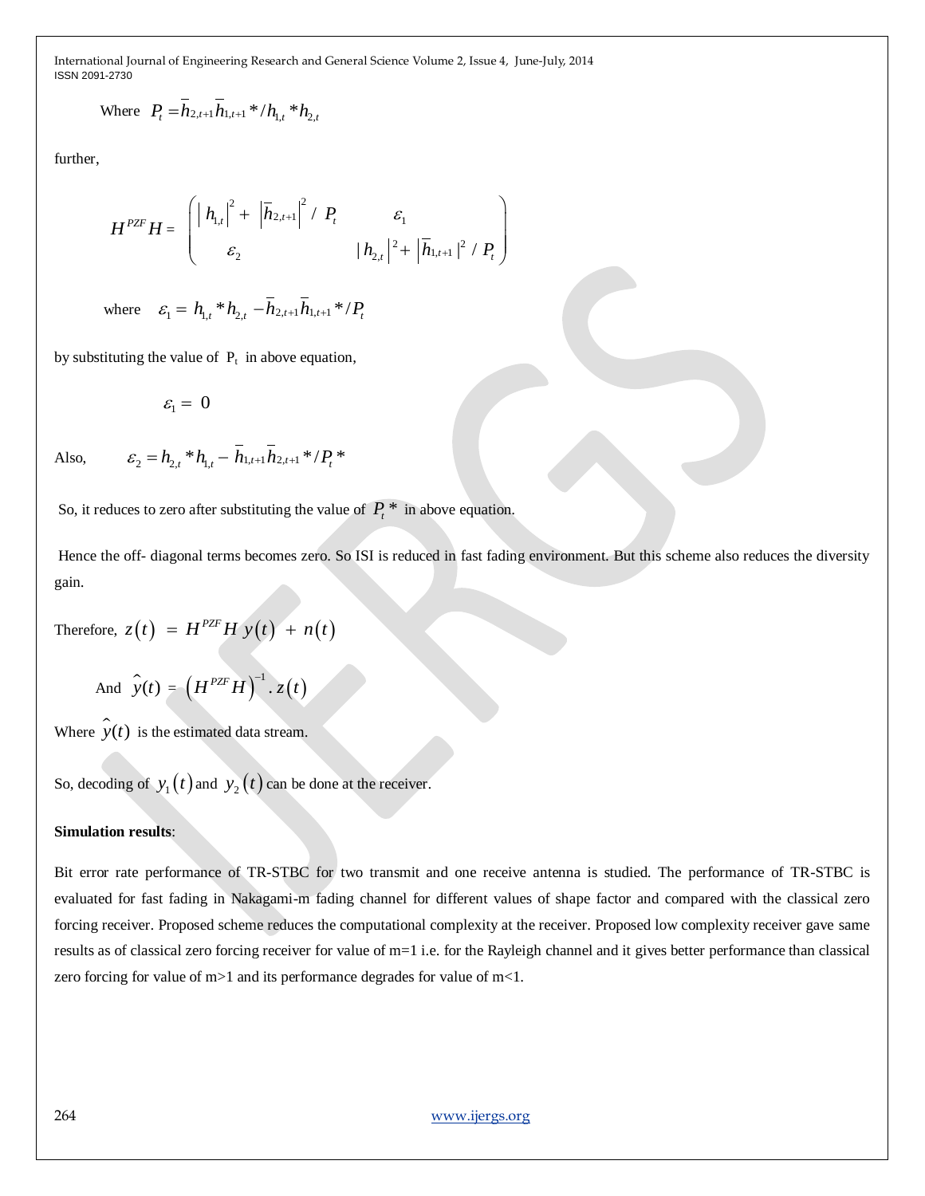Where $P_t = \bar{h}_{2,t+1}\bar{h}_{1,t+1}*/h_{1,t}*h_{2,t}$

further,

$$H^{PZF}H = \begin{pmatrix} |h_{1,t}|^2 + |\bar{h}_{2,t+1}|^2 / P_t & \varepsilon_1 \\ \varepsilon_2 & |h_{2,t}|^2 + |\bar{h}_{1,t+1}|^2 / P_t \end{pmatrix}$$

where $\varepsilon_1 = h_{1,t}*h_{2,t} - \bar{h}_{2,t+1}\bar{h}_{1,t+1}*/P_t$

by substituting the value of $P_t$ in above equation,

$$\varepsilon_1 = 0$$

Also, $\varepsilon_2 = h_{2,t}*h_{1,t} - \bar{h}_{1,t+1}\bar{h}_{2,t+1}*/P_t*$

So, it reduces to zero after substituting the value of $P_t*$ in above equation.

Hence the off- diagonal terms becomes zero. So ISI is reduced in fast fading environment. But this scheme also reduces the diversity gain.

Therefore, $z(t) = H^{PZF}H\, y(t) + n(t)$

And $\hat{y}(t) = \left(H^{PZF}H\right)^{-1}.z(t)$

Where $\hat{y}(t)$ is the estimated data stream.

So, decoding of $y_1(t)$ and $y_2(t)$ can be done at the receiver.

**Simulation results**:

Bit error rate performance of TR-STBC for two transmit and one receive antenna is studied. The performance of TR-STBC is evaluated for fast fading in Nakagami-m fading channel for different values of shape factor and compared with the classical zero forcing receiver. Proposed scheme reduces the computational complexity at the receiver. Proposed low complexity receiver gave same results as of classical zero forcing receiver for value of m=1 i.e. for the Rayleigh channel and it gives better performance than classical zero forcing for value of m>1 and its performance degrades for value of m<1.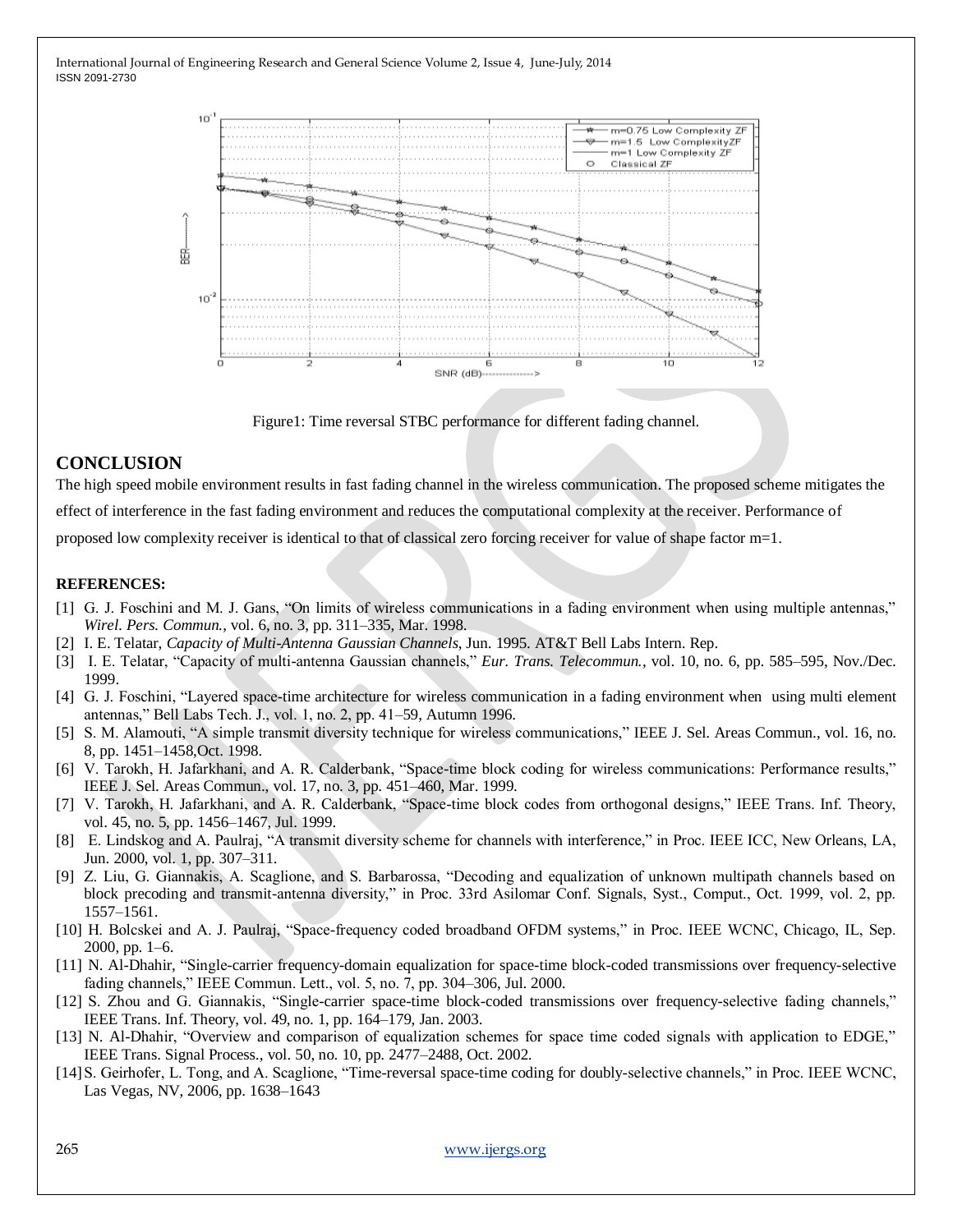$10^{-1}$

m=0.75 Low Complexity ZF
m=1.5 Low ComplexityZF
m=1 Low Complexity ZF
Classical ZF

BER------->

$10^{-2}$

0 2 4 6 8 10 12

SNR (dB)--------------->

Figure1: Time reversal STBC performance for different fading channel.

## CONCLUSION

The high speed mobile environment results in fast fading channel in the wireless communication. The proposed scheme mitigates the effect of interference in the fast fading environment and reduces the computational complexity at the receiver. Performance of proposed low complexity receiver is identical to that of classical zero forcing receiver for value of shape factor m=1.

**REFERENCES:**

[1] G. J. Foschini and M. J. Gans, "On limits of wireless communications in a fading environment when using multiple antennas," *Wirel. Pers. Commun.*, vol. 6, no. 3, pp. 311–335, Mar. 1998.

[2] I. E. Telatar, *Capacity of Multi-Antenna Gaussian Channels*, Jun. 1995. AT&T Bell Labs Intern. Rep.

[3] I. E. Telatar, "Capacity of multi-antenna Gaussian channels," *Eur. Trans. Telecommun.*, vol. 10, no. 6, pp. 585–595, Nov./Dec. 1999.

[4] G. J. Foschini, "Layered space-time architecture for wireless communication in a fading environment when using multi element antennas," Bell Labs Tech. J., vol. 1, no. 2, pp. 41–59, Autumn 1996.

[5] S. M. Alamouti, "A simple transmit diversity technique for wireless communications," IEEE J. Sel. Areas Commun., vol. 16, no. 8, pp. 1451–1458,Oct. 1998.

[6] V. Tarokh, H. Jafarkhani, and A. R. Calderbank, "Space-time block coding for wireless communications: Performance results," IEEE J. Sel. Areas Commun., vol. 17, no. 3, pp. 451–460, Mar. 1999.

[7] V. Tarokh, H. Jafarkhani, and A. R. Calderbank, "Space-time block codes from orthogonal designs," IEEE Trans. Inf. Theory, vol. 45, no. 5, pp. 1456–1467, Jul. 1999.

[8] E. Lindskog and A. Paulraj, "A transmit diversity scheme for channels with interference," in Proc. IEEE ICC, New Orleans, LA, Jun. 2000, vol. 1, pp. 307–311.

[9] Z. Liu, G. Giannakis, A. Scaglione, and S. Barbarossa, "Decoding and equalization of unknown multipath channels based on block precoding and transmit-antenna diversity," in Proc. 33rd Asilomar Conf. Signals, Syst., Comput., Oct. 1999, vol. 2, pp. 1557–1561.

[10] H. Bolcskei and A. J. Paulraj, "Space-frequency coded broadband OFDM systems," in Proc. IEEE WCNC, Chicago, IL, Sep. 2000, pp. 1–6.

[11] N. Al-Dhahir, "Single-carrier frequency-domain equalization for space-time block-coded transmissions over frequency-selective fading channels," IEEE Commun. Lett., vol. 5, no. 7, pp. 304–306, Jul. 2000.

[12] S. Zhou and G. Giannakis, "Single-carrier space-time block-coded transmissions over frequency-selective fading channels," IEEE Trans. Inf. Theory, vol. 49, no. 1, pp. 164–179, Jan. 2003.

[13] N. Al-Dhahir, "Overview and comparison of equalization schemes for space time coded signals with application to EDGE," IEEE Trans. Signal Process., vol. 50, no. 10, pp. 2477–2488, Oct. 2002.

[14] S. Geirhofer, L. Tong, and A. Scaglione, "Time-reversal space-time coding for doubly-selective channels," in Proc. IEEE WCNC, Las Vegas, NV, 2006, pp. 1638–1643